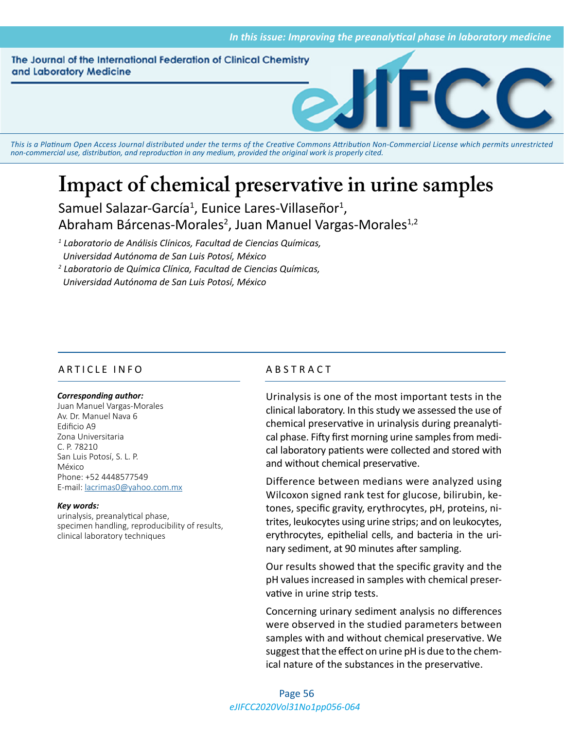# Impact of chemical preservative in urine samples

Samuel Salazar-García[1], Eunice Lares-Villaseñor[1], Abraham Bárcenas-Morales[2], Juan Manuel Vargas-Morales[1,2]

*[1] Laboratorio de Análisis Clínicos, Facultad de Ciencias Químicas, Universidad Autónoma de San Luis Potosí, México*

*[2] Laboratorio de Química Clínica, Facultad de Ciencias Químicas, Universidad Autónoma de San Luis Potosí, México*

## ARTICLE INFO

***Corresponding author:***
Juan Manuel Vargas-Morales
Av. Dr. Manuel Nava 6
Edificio A9
Zona Universitaria
C. P. 78210
San Luis Potosí, S. L. P.
México
Phone: +52 4448577549
E-mail: lacrimas0@yahoo.com.mx

***Key words:***
urinalysis, preanalytical phase, specimen handling, reproducibility of results, clinical laboratory techniques

## ABSTRACT

Urinalysis is one of the most important tests in the clinical laboratory. In this study we assessed the use of chemical preservative in urinalysis during preanalytical phase. Fifty first morning urine samples from medical laboratory patients were collected and stored with and without chemical preservative.

Difference between medians were analyzed using Wilcoxon signed rank test for glucose, bilirubin, ketones, specific gravity, erythrocytes, pH, proteins, nitrites, leukocytes using urine strips; and on leukocytes, erythrocytes, epithelial cells, and bacteria in the urinary sediment, at 90 minutes after sampling.

Our results showed that the specific gravity and the pH values increased in samples with chemical preservative in urine strip tests.

Concerning urinary sediment analysis no differences were observed in the studied parameters between samples with and without chemical preservative. We suggest that the effect on urine pH is due to the chemical nature of the substances in the preservative.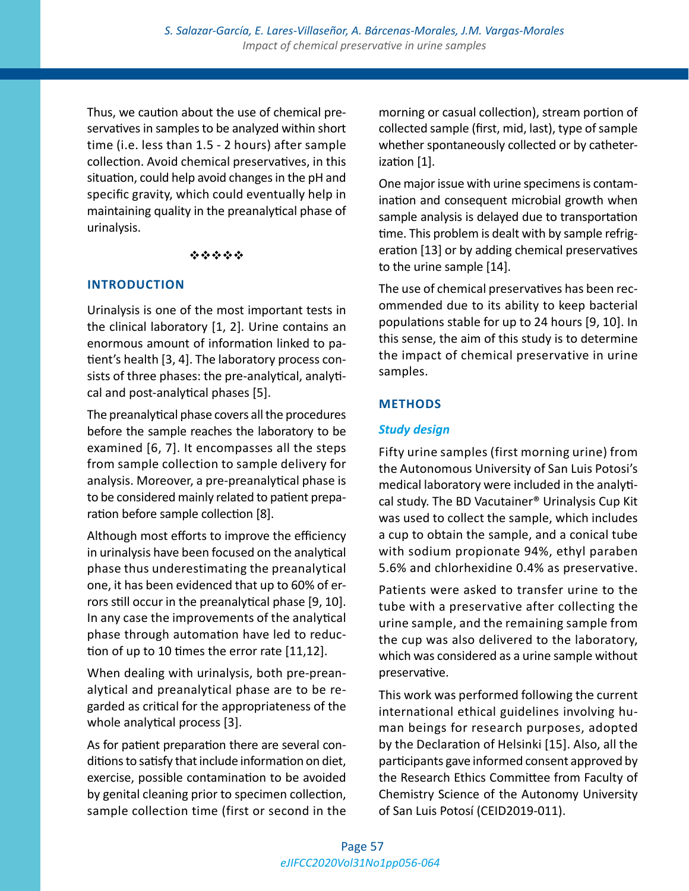Thus, we caution about the use of chemical preservatives in samples to be analyzed within short time (i.e. less than 1.5 - 2 hours) after sample collection. Avoid chemical preservatives, in this situation, could help avoid changes in the pH and specific gravity, which could eventually help in maintaining quality in the preanalytical phase of urinalysis.

❖❖❖❖❖

## INTRODUCTION

Urinalysis is one of the most important tests in the clinical laboratory [1, 2]. Urine contains an enormous amount of information linked to patient's health [3, 4]. The laboratory process consists of three phases: the pre-analytical, analytical and post-analytical phases [5].

The preanalytical phase covers all the procedures before the sample reaches the laboratory to be examined [6, 7]. It encompasses all the steps from sample collection to sample delivery for analysis. Moreover, a pre-preanalytical phase is to be considered mainly related to patient preparation before sample collection [8].

Although most efforts to improve the efficiency in urinalysis have been focused on the analytical phase thus underestimating the preanalytical one, it has been evidenced that up to 60% of errors still occur in the preanalytical phase [9, 10]. In any case the improvements of the analytical phase through automation have led to reduction of up to 10 times the error rate [11,12].

When dealing with urinalysis, both pre-preanalytical and preanalytical phase are to be regarded as critical for the appropriateness of the whole analytical process [3].

As for patient preparation there are several conditions to satisfy that include information on diet, exercise, possible contamination to be avoided by genital cleaning prior to specimen collection, sample collection time (first or second in the morning or casual collection), stream portion of collected sample (first, mid, last), type of sample whether spontaneously collected or by catheterization [1].

One major issue with urine specimens is contamination and consequent microbial growth when sample analysis is delayed due to transportation time. This problem is dealt with by sample refrigeration [13] or by adding chemical preservatives to the urine sample [14].

The use of chemical preservatives has been recommended due to its ability to keep bacterial populations stable for up to 24 hours [9, 10]. In this sense, the aim of this study is to determine the impact of chemical preservative in urine samples.

## METHODS

### *Study design*

Fifty urine samples (first morning urine) from the Autonomous University of San Luis Potosi's medical laboratory were included in the analytical study. The BD Vacutainer® Urinalysis Cup Kit was used to collect the sample, which includes a cup to obtain the sample, and a conical tube with sodium propionate 94%, ethyl paraben 5.6% and chlorhexidine 0.4% as preservative.

Patients were asked to transfer urine to the tube with a preservative after collecting the urine sample, and the remaining sample from the cup was also delivered to the laboratory, which was considered as a urine sample without preservative.

This work was performed following the current international ethical guidelines involving human beings for research purposes, adopted by the Declaration of Helsinki [15]. Also, all the participants gave informed consent approved by the Research Ethics Committee from Faculty of Chemistry Science of the Autonomy University of San Luis Potosí (CEID2019-011).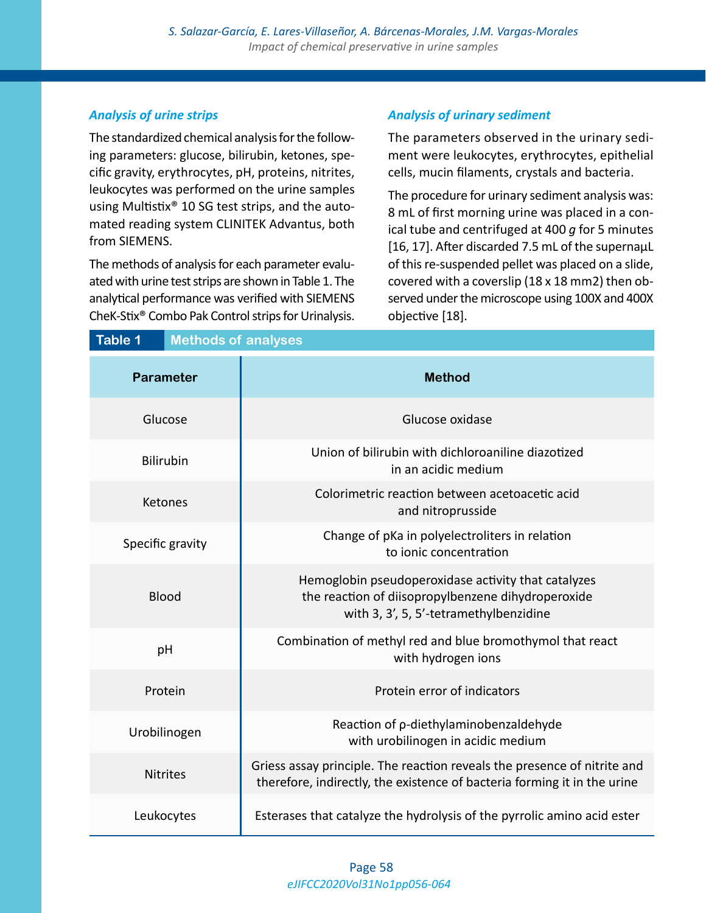### Analysis of urine strips

The standardized chemical analysis for the following parameters: glucose, bilirubin, ketones, specific gravity, erythrocytes, pH, proteins, nitrites, leukocytes was performed on the urine samples using Multistix® 10 SG test strips, and the automated reading system CLINITEK Advantus, both from SIEMENS.

The methods of analysis for each parameter evaluated with urine test strips are shown in Table 1. The analytical performance was verified with SIEMENS CheK-Stix® Combo Pak Control strips for Urinalysis.

### Analysis of urinary sediment

The parameters observed in the urinary sediment were leukocytes, erythrocytes, epithelial cells, mucin filaments, crystals and bacteria.

The procedure for urinary sediment analysis was: 8 mL of first morning urine was placed in a conical tube and centrifuged at 400 *g* for 5 minutes [16, 17]. After discarded 7.5 mL of the supernaµL of this re-suspended pellet was placed on a slide, covered with a coverslip (18 x 18 mm2) then observed under the microscope using 100X and 400X objective [18].

**Table 1 Methods of analyses**

| Parameter | Method |
|---|---|
| Glucose | Glucose oxidase |
| Bilirubin | Union of bilirubin with dichloroaniline diazotized in an acidic medium |
| Ketones | Colorimetric reaction between acetoacetic acid and nitroprusside |
| Specific gravity | Change of pKa in polyelectroliters in relation to ionic concentration |
| Blood | Hemoglobin pseudoperoxidase activity that catalyzes the reaction of diisopropylbenzene dihydroperoxide with 3, 3', 5, 5'-tetramethylbenzidine |
| pH | Combination of methyl red and blue bromothymol that react with hydrogen ions |
| Protein | Protein error of indicators |
| Urobilinogen | Reaction of ρ-diethylaminobenzaldehyde with urobilinogen in acidic medium |
| Nitrites | Griess assay principle. The reaction reveals the presence of nitrite and therefore, indirectly, the existence of bacteria forming it in the urine |
| Leukocytes | Esterases that catalyze the hydrolysis of the pyrrolic amino acid ester |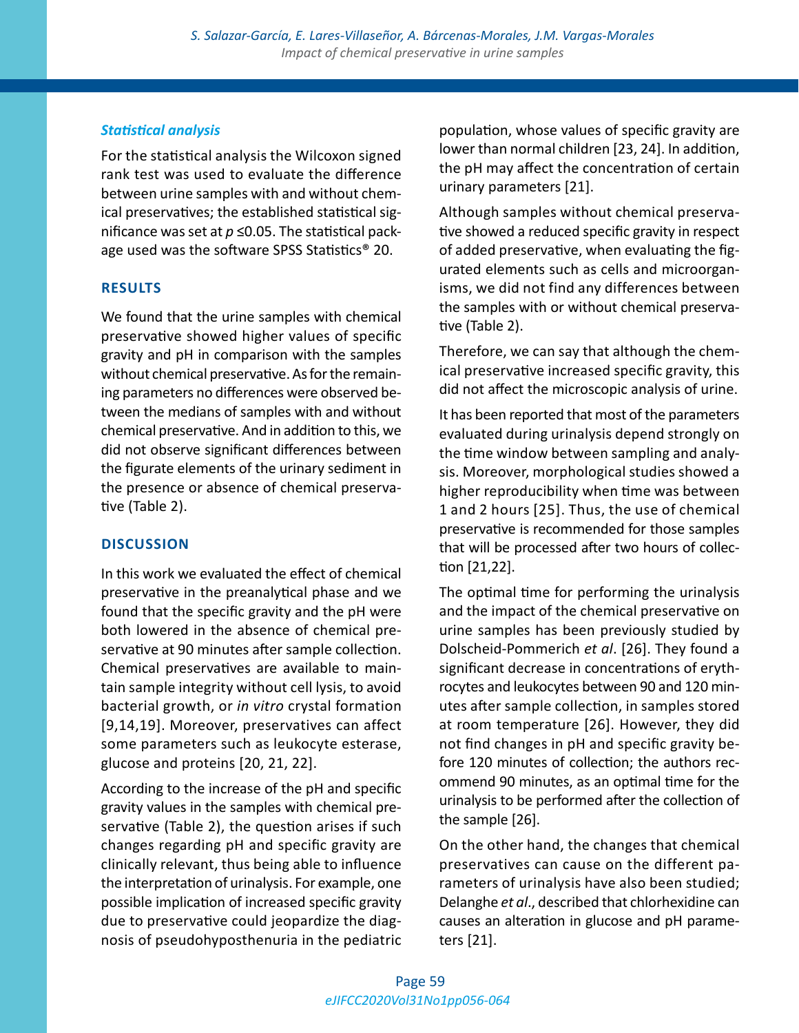### *Statistical analysis*

For the statistical analysis the Wilcoxon signed rank test was used to evaluate the difference between urine samples with and without chemical preservatives; the established statistical significance was set at $p \leq 0.05$. The statistical package used was the software SPSS Statistics® 20.

## RESULTS

We found that the urine samples with chemical preservative showed higher values of specific gravity and pH in comparison with the samples without chemical preservative. As for the remaining parameters no differences were observed between the medians of samples with and without chemical preservative. And in addition to this, we did not observe significant differences between the figurate elements of the urinary sediment in the presence or absence of chemical preservative (Table 2).

## DISCUSSION

In this work we evaluated the effect of chemical preservative in the preanalytical phase and we found that the specific gravity and the pH were both lowered in the absence of chemical preservative at 90 minutes after sample collection. Chemical preservatives are available to maintain sample integrity without cell lysis, to avoid bacterial growth, or *in vitro* crystal formation [9,14,19]. Moreover, preservatives can affect some parameters such as leukocyte esterase, glucose and proteins [20, 21, 22].

According to the increase of the pH and specific gravity values in the samples with chemical preservative (Table 2), the question arises if such changes regarding pH and specific gravity are clinically relevant, thus being able to influence the interpretation of urinalysis. For example, one possible implication of increased specific gravity due to preservative could jeopardize the diagnosis of pseudohyposthenuria in the pediatric population, whose values of specific gravity are lower than normal children [23, 24]. In addition, the pH may affect the concentration of certain urinary parameters [21].

Although samples without chemical preservative showed a reduced specific gravity in respect of added preservative, when evaluating the figurated elements such as cells and microorganisms, we did not find any differences between the samples with or without chemical preservative (Table 2).

Therefore, we can say that although the chemical preservative increased specific gravity, this did not affect the microscopic analysis of urine.

It has been reported that most of the parameters evaluated during urinalysis depend strongly on the time window between sampling and analysis. Moreover, morphological studies showed a higher reproducibility when time was between 1 and 2 hours [25]. Thus, the use of chemical preservative is recommended for those samples that will be processed after two hours of collection [21,22].

The optimal time for performing the urinalysis and the impact of the chemical preservative on urine samples has been previously studied by Dolscheid-Pommerich *et al*. [26]. They found a significant decrease in concentrations of erythrocytes and leukocytes between 90 and 120 minutes after sample collection, in samples stored at room temperature [26]. However, they did not find changes in pH and specific gravity before 120 minutes of collection; the authors recommend 90 minutes, as an optimal time for the urinalysis to be performed after the collection of the sample [26].

On the other hand, the changes that chemical preservatives can cause on the different parameters of urinalysis have also been studied; Delanghe *et al*., described that chlorhexidine can causes an alteration in glucose and pH parameters [21].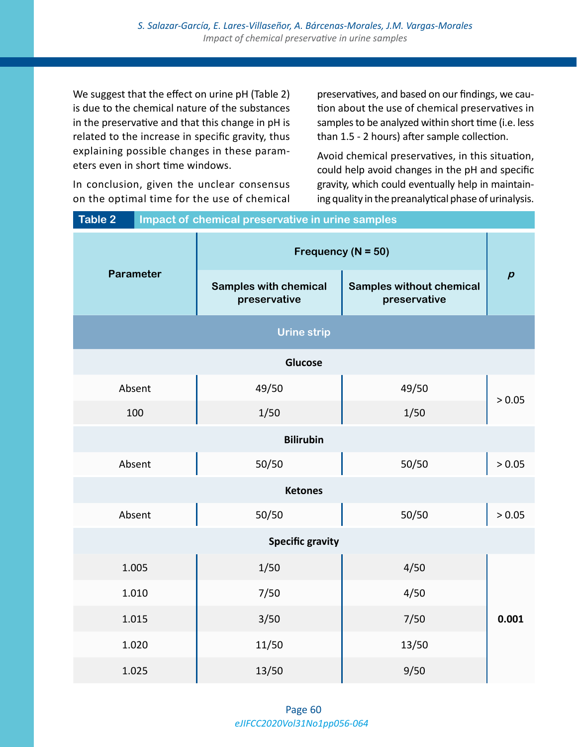We suggest that the effect on urine pH (Table 2) is due to the chemical nature of the substances in the preservative and that this change in pH is related to the increase in specific gravity, thus explaining possible changes in these parameters even in short time windows.

In conclusion, given the unclear consensus on the optimal time for the use of chemical preservatives, and based on our findings, we caution about the use of chemical preservatives in samples to be analyzed within short time (i.e. less than 1.5 - 2 hours) after sample collection.

Avoid chemical preservatives, in this situation, could help avoid changes in the pH and specific gravity, which could eventually help in maintaining quality in the preanalytical phase of urinalysis.

**Table 2 Impact of chemical preservative in urine samples**

| Parameter | Frequency (N = 50) | | *p* |
|---|---|---|---|
| | Samples with chemical preservative | Samples without chemical preservative | |
| **Urine strip** | | | |
| **Glucose** | | | |
| Absent | 49/50 | 49/50 | > 0.05 |
| 100 | 1/50 | 1/50 | |
| **Bilirubin** | | | |
| Absent | 50/50 | 50/50 | > 0.05 |
| **Ketones** | | | |
| Absent | 50/50 | 50/50 | > 0.05 |
| **Specific gravity** | | | |
| 1.005 | 1/50 | 4/50 | **0.001** |
| 1.010 | 7/50 | 4/50 | |
| 1.015 | 3/50 | 7/50 | |
| 1.020 | 11/50 | 13/50 | |
| 1.025 | 13/50 | 9/50 | |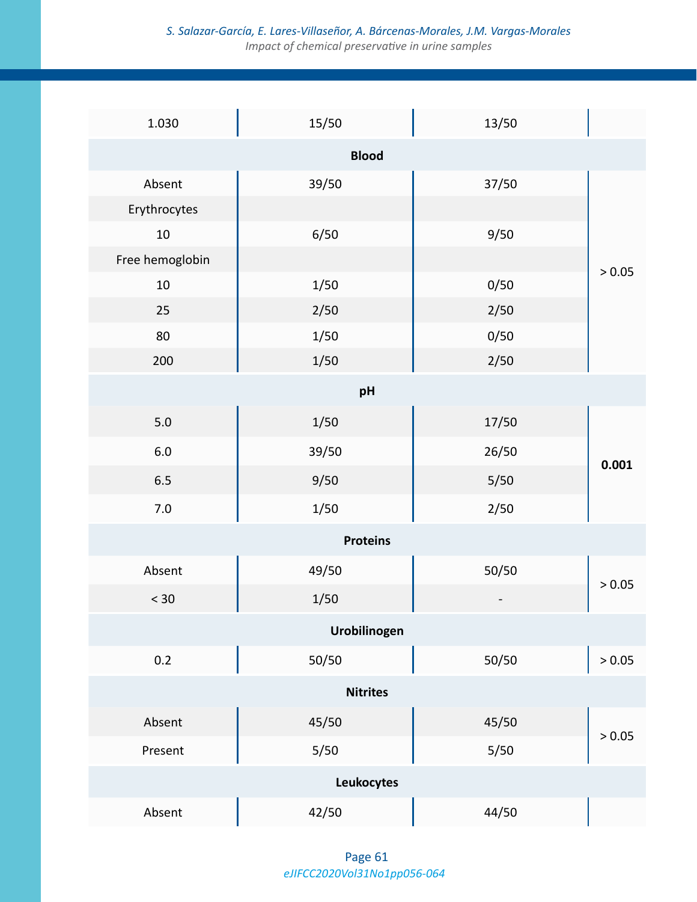| | | | |
|---|---|---|---|
| 1.030 | 15/50 | 13/50 | |
| **Blood** | | | |
| Absent | 39/50 | 37/50 | > 0.05 |
| Erythrocytes | | | |
| 10 | 6/50 | 9/50 | |
| Free hemoglobin | | | |
| 10 | 1/50 | 0/50 | |
| 25 | 2/50 | 2/50 | |
| 80 | 1/50 | 0/50 | |
| 200 | 1/50 | 2/50 | |
| **pH** | | | |
| 5.0 | 1/50 | 17/50 | **0.001** |
| 6.0 | 39/50 | 26/50 | |
| 6.5 | 9/50 | 5/50 | |
| 7.0 | 1/50 | 2/50 | |
| **Proteins** | | | |
| Absent | 49/50 | 50/50 | > 0.05 |
| < 30 | 1/50 | - | |
| **Urobilinogen** | | | |
| 0.2 | 50/50 | 50/50 | > 0.05 |
| **Nitrites** | | | |
| Absent | 45/50 | 45/50 | > 0.05 |
| Present | 5/50 | 5/50 | |
| **Leukocytes** | | | |
| Absent | 42/50 | 44/50 | |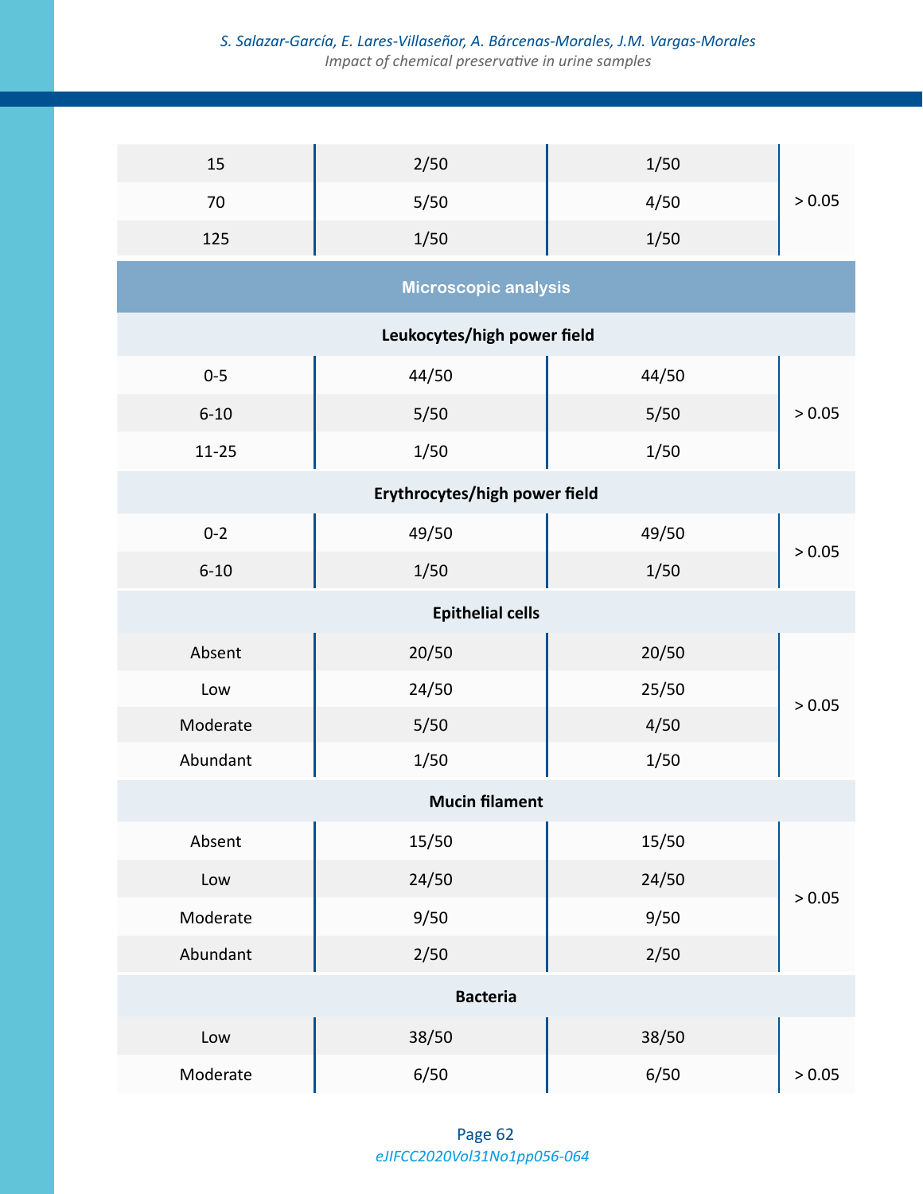| | | | |
|---|---|---|---|
| 15 | 2/50 | 1/50 | > 0.05 |
| 70 | 5/50 | 4/50 | |
| 125 | 1/50 | 1/50 | |
| **Microscopic analysis** | | | |
| **Leukocytes/high power field** | | | |
| 0-5 | 44/50 | 44/50 | > 0.05 |
| 6-10 | 5/50 | 5/50 | |
| 11-25 | 1/50 | 1/50 | |
| **Erythrocytes/high power field** | | | |
| 0-2 | 49/50 | 49/50 | > 0.05 |
| 6-10 | 1/50 | 1/50 | |
| **Epithelial cells** | | | |
| Absent | 20/50 | 20/50 | > 0.05 |
| Low | 24/50 | 25/50 | |
| Moderate | 5/50 | 4/50 | |
| Abundant | 1/50 | 1/50 | |
| **Mucin filament** | | | |
| Absent | 15/50 | 15/50 | > 0.05 |
| Low | 24/50 | 24/50 | |
| Moderate | 9/50 | 9/50 | |
| Abundant | 2/50 | 2/50 | |
| **Bacteria** | | | |
| Low | 38/50 | 38/50 | |
| Moderate | 6/50 | 6/50 | > 0.05 |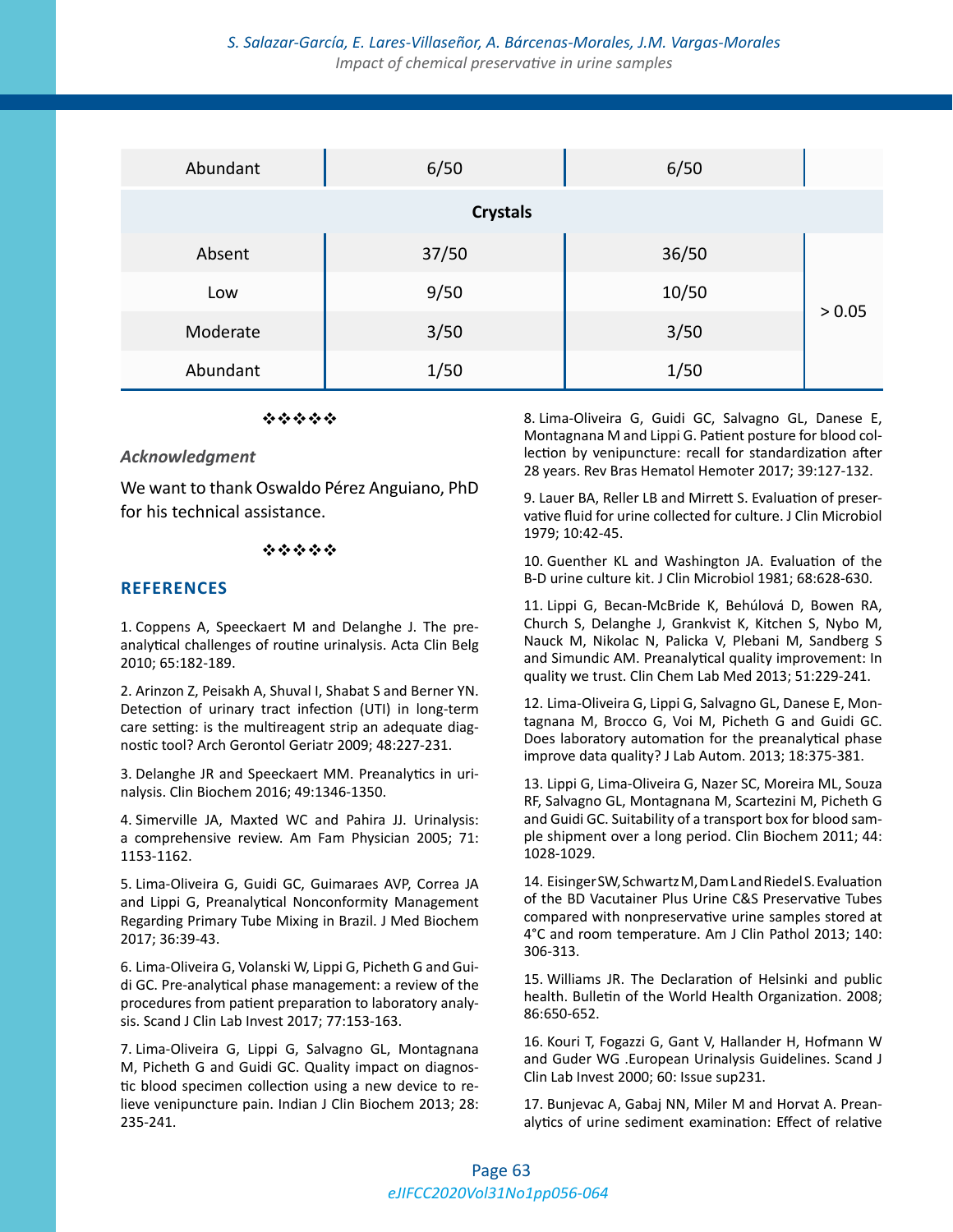| | | | |
|---|---|---|---|
| Abundant | 6/50 | 6/50 | |
| **Crystals** | | | |
| Absent | 37/50 | 36/50 | > 0.05 |
| Low | 9/50 | 10/50 | |
| Moderate | 3/50 | 3/50 | |
| Abundant | 1/50 | 1/50 | |

❖❖❖❖❖

### *Acknowledgment*

We want to thank Oswaldo Pérez Anguiano, PhD for his technical assistance.

❖❖❖❖❖

## REFERENCES

1. Coppens A, Speeckaert M and Delanghe J. The preanalytical challenges of routine urinalysis. Acta Clin Belg 2010; 65:182-189.

2. Arinzon Z, Peisakh A, Shuval I, Shabat S and Berner YN. Detection of urinary tract infection (UTI) in long-term care setting: is the multireagent strip an adequate diagnostic tool? Arch Gerontol Geriatr 2009; 48:227-231.

3. Delanghe JR and Speeckaert MM. Preanalytics in urinalysis. Clin Biochem 2016; 49:1346-1350.

4. Simerville JA, Maxted WC and Pahira JJ. Urinalysis: a comprehensive review. Am Fam Physician 2005; 71: 1153-1162.

5. Lima-Oliveira G, Guidi GC, Guimaraes AVP, Correa JA and Lippi G, Preanalytical Nonconformity Management Regarding Primary Tube Mixing in Brazil. J Med Biochem 2017; 36:39-43.

6. Lima-Oliveira G, Volanski W, Lippi G, Picheth G and Guidi GC. Pre-analytical phase management: a review of the procedures from patient preparation to laboratory analysis. Scand J Clin Lab Invest 2017; 77:153-163.

7. Lima-Oliveira G, Lippi G, Salvagno GL, Montagnana M, Picheth G and Guidi GC. Quality impact on diagnostic blood specimen collection using a new device to relieve venipuncture pain. Indian J Clin Biochem 2013; 28: 235-241.

8. Lima-Oliveira G, Guidi GC, Salvagno GL, Danese E, Montagnana M and Lippi G. Patient posture for blood collection by venipuncture: recall for standardization after 28 years. Rev Bras Hematol Hemoter 2017; 39:127-132.

9. Lauer BA, Reller LB and Mirrett S. Evaluation of preservative fluid for urine collected for culture. J Clin Microbiol 1979; 10:42-45.

10. Guenther KL and Washington JA. Evaluation of the B-D urine culture kit. J Clin Microbiol 1981; 68:628-630.

11. Lippi G, Becan-McBride K, Behúlová D, Bowen RA, Church S, Delanghe J, Grankvist K, Kitchen S, Nybo M, Nauck M, Nikolac N, Palicka V, Plebani M, Sandberg S and Simundic AM. Preanalytical quality improvement: In quality we trust. Clin Chem Lab Med 2013; 51:229-241.

12. Lima-Oliveira G, Lippi G, Salvagno GL, Danese E, Montagnana M, Brocco G, Voi M, Picheth G and Guidi GC. Does laboratory automation for the preanalytical phase improve data quality? J Lab Autom. 2013; 18:375-381.

13. Lippi G, Lima-Oliveira G, Nazer SC, Moreira ML, Souza RF, Salvagno GL, Montagnana M, Scartezini M, Picheth G and Guidi GC. Suitability of a transport box for blood sample shipment over a long period. Clin Biochem 2011; 44: 1028-1029.

14. Eisinger SW, Schwartz M, Dam L and Riedel S. Evaluation of the BD Vacutainer Plus Urine C&S Preservative Tubes compared with nonpreservative urine samples stored at 4°C and room temperature. Am J Clin Pathol 2013; 140: 306-313.

15. Williams JR. The Declaration of Helsinki and public health. Bulletin of the World Health Organization. 2008; 86:650-652.

16. Kouri T, Fogazzi G, Gant V, Hallander H, Hofmann W and Guder WG .European Urinalysis Guidelines. Scand J Clin Lab Invest 2000; 60: Issue sup231.

17. Bunjevac A, Gabaj NN, Miler M and Horvat A. Preanalytics of urine sediment examination: Effect of relative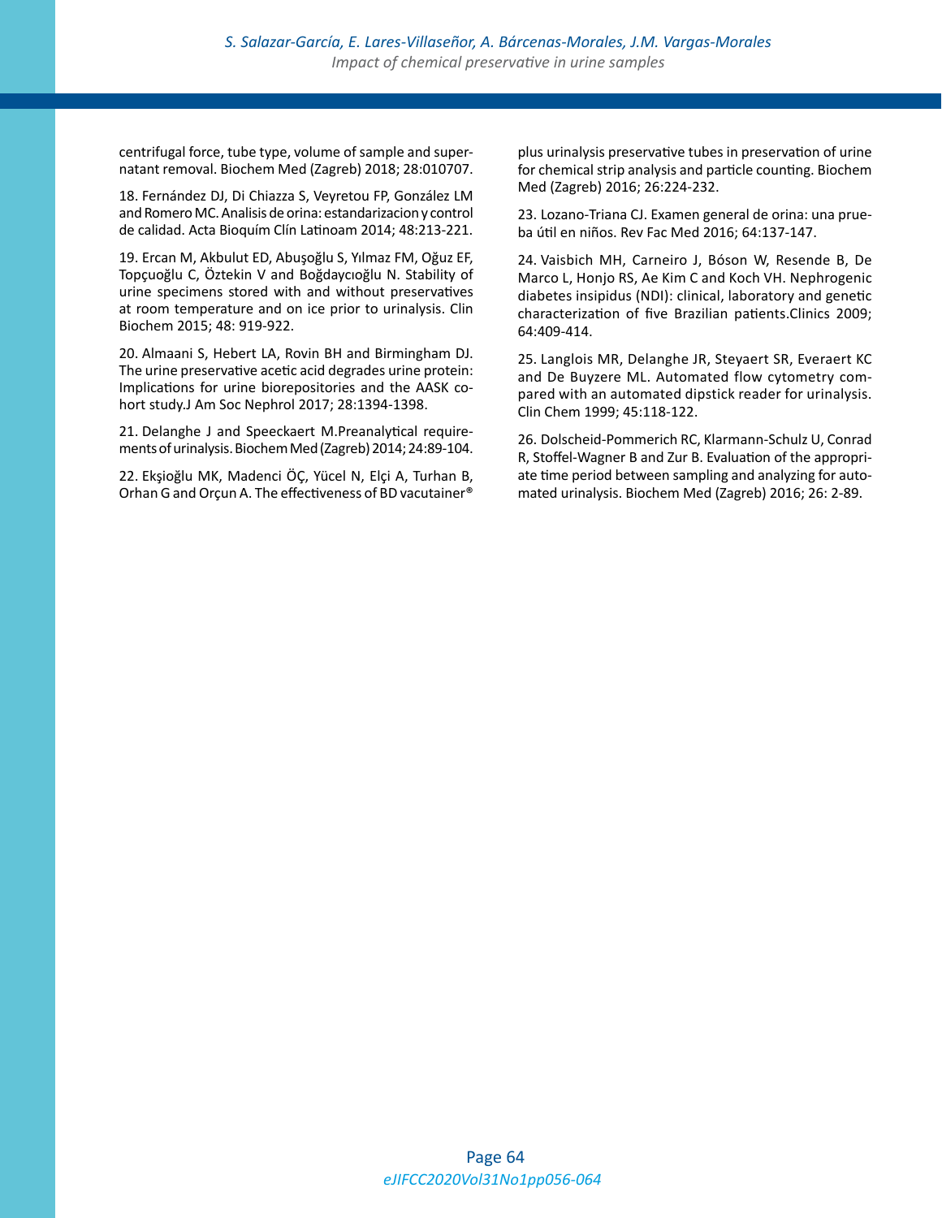centrifugal force, tube type, volume of sample and supernatant removal. Biochem Med (Zagreb) 2018; 28:010707.

18. Fernández DJ, Di Chiazza S, Veyretou FP, González LM and Romero MC. Analisis de orina: estandarizacion y control de calidad. Acta Bioquím Clín Latinoam 2014; 48:213-221.

19. Ercan M, Akbulut ED, Abuşoğlu S, Yılmaz FM, Oğuz EF, Topçuoğlu C, Öztekin V and Boğdaycıoğlu N. Stability of urine specimens stored with and without preservatives at room temperature and on ice prior to urinalysis. Clin Biochem 2015; 48: 919-922.

20. Almaani S, Hebert LA, Rovin BH and Birmingham DJ. The urine preservative acetic acid degrades urine protein: Implications for urine biorepositories and the AASK cohort study.J Am Soc Nephrol 2017; 28:1394-1398.

21. Delanghe J and Speeckaert M.Preanalytical requirements of urinalysis. Biochem Med (Zagreb) 2014; 24:89-104.

22. Ekşioğlu MK, Madenci ÖÇ, Yücel N, Elçi A, Turhan B, Orhan G and Orçun A. The effectiveness of BD vacutainer® plus urinalysis preservative tubes in preservation of urine for chemical strip analysis and particle counting. Biochem Med (Zagreb) 2016; 26:224-232.

23. Lozano-Triana CJ. Examen general de orina: una prueba útil en niños. Rev Fac Med 2016; 64:137-147.

24. Vaisbich MH, Carneiro J, Bóson W, Resende B, De Marco L, Honjo RS, Ae Kim C and Koch VH. Nephrogenic diabetes insipidus (NDI): clinical, laboratory and genetic characterization of five Brazilian patients.Clinics 2009; 64:409-414.

25. Langlois MR, Delanghe JR, Steyaert SR, Everaert KC and De Buyzere ML. Automated flow cytometry compared with an automated dipstick reader for urinalysis. Clin Chem 1999; 45:118-122.

26. Dolscheid-Pommerich RC, Klarmann-Schulz U, Conrad R, Stoffel-Wagner B and Zur B. Evaluation of the appropriate time period between sampling and analyzing for automated urinalysis. Biochem Med (Zagreb) 2016; 26: 2-89.